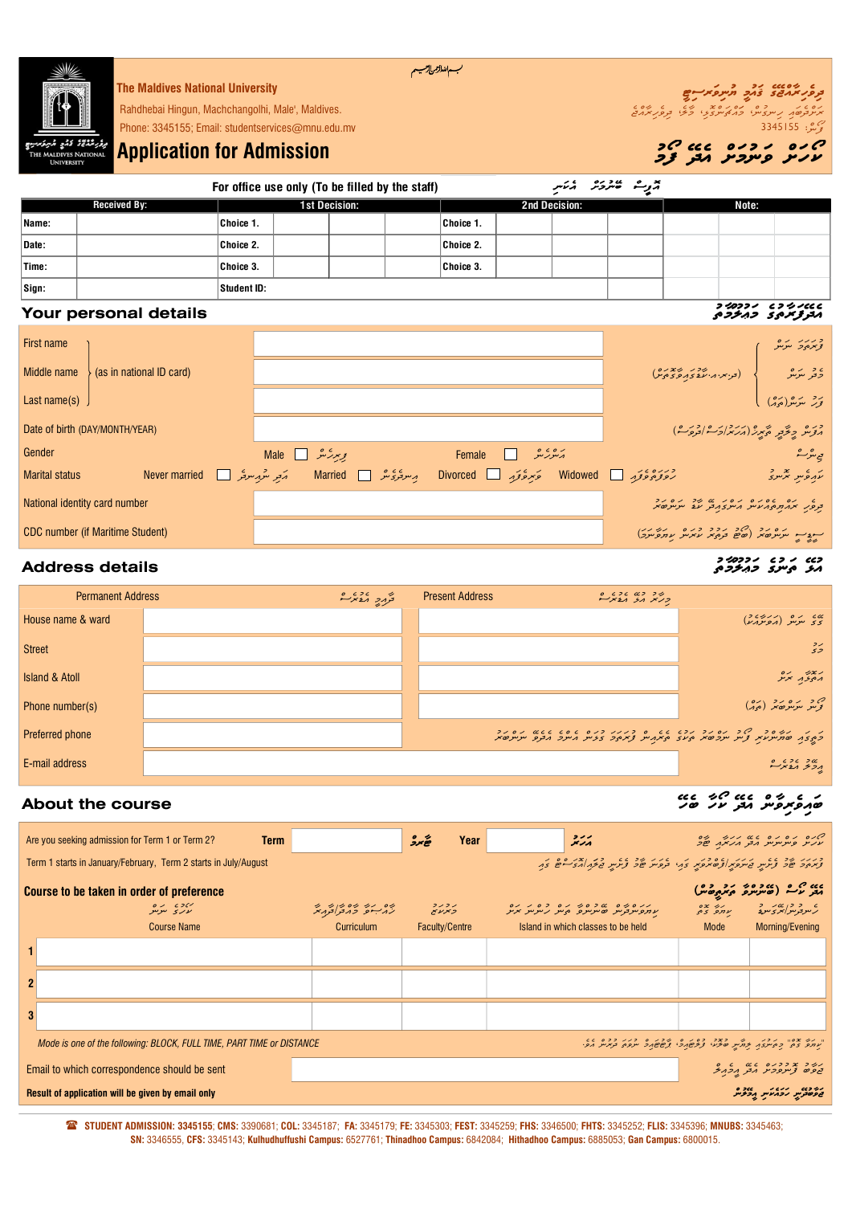بسم الله الرحمن الرحيم

**The Maldives National University**

Rahdhebai Hingun, Machchangolhi, Male', Maldives.

Phone: 3345155; Email: studentservices@mnu.edu.mv

# Application for Admission

**For office use only (To be filled by the staff)**

| Received By: | | 1st Decision: | | | | 2nd Decision: | | | | Note: | | |
|---|---|---|---|---|---|---|---|---|---|---|---|---|
| Name: | | Choice 1. | | | | Choice 1. | | | | | | |
| Date: | | Choice 2. | | | | Choice 2. | | | | | | |
| Time: | | Choice 3. | | | | Choice 3. | | | | | | |
| Sign: | | Student ID: | | | | | | | | | | |

## Your personal details

| | |
|---|---|
| First name (as in national ID card) | |
| Middle name (as in national ID card) | |
| Last name(s) (as in national ID card) | |
| Date of birth (DAY/MONTH/YEAR) | |
| Gender | Male ☐ Female ☐ |
| Marital status | Never married ☐ Married ☐ Divorced ☐ Widowed ☐ |
| National identity card number | |
| CDC number (if Maritime Student) | |

## Address details

| | Permanent Address | Present Address |
|---|---|---|
| House name & ward | | |
| Street | | |
| Island & Atoll | | |
| Phone number(s) | | |
| Preferred phone | | |
| E-mail address | | |

## About the course

Are you seeking admission for Term 1 or Term 2? **Term** ______ **Year** ______

Term 1 starts in January/February, Term 2 starts in July/August

**Course to be taken in order of preference**

| | Course Name | Curriculum | Faculty/Centre | Island in which classes to be held | Mode | Morning/Evening |
|---|---|---|---|---|---|---|
| 1 | | | | | | |
| 2 | | | | | | |
| 3 | | | | | | |

*Mode is one of the following: BLOCK, FULL TIME, PART TIME or DISTANCE*

Email to which correspondence should be sent ______

**Result of application will be given by email only**

☎ **STUDENT ADMISSION: 3345155; CMS:** 3390681; **COL:** 3345187; **FA:** 3345179; **FE:** 3345303; **FEST:** 3345259; **FHS:** 3346500; **FHTS:** 3345252; **FLIS:** 3345396; **MNUBS:** 3345463; **SN:** 3346555, **CFS:** 3345143; **Kulhudhuffushi Campus:** 6527761; **Thinadhoo Campus:** 6842084; **Hithadhoo Campus:** 6885053; **Gan Campus:** 6800015.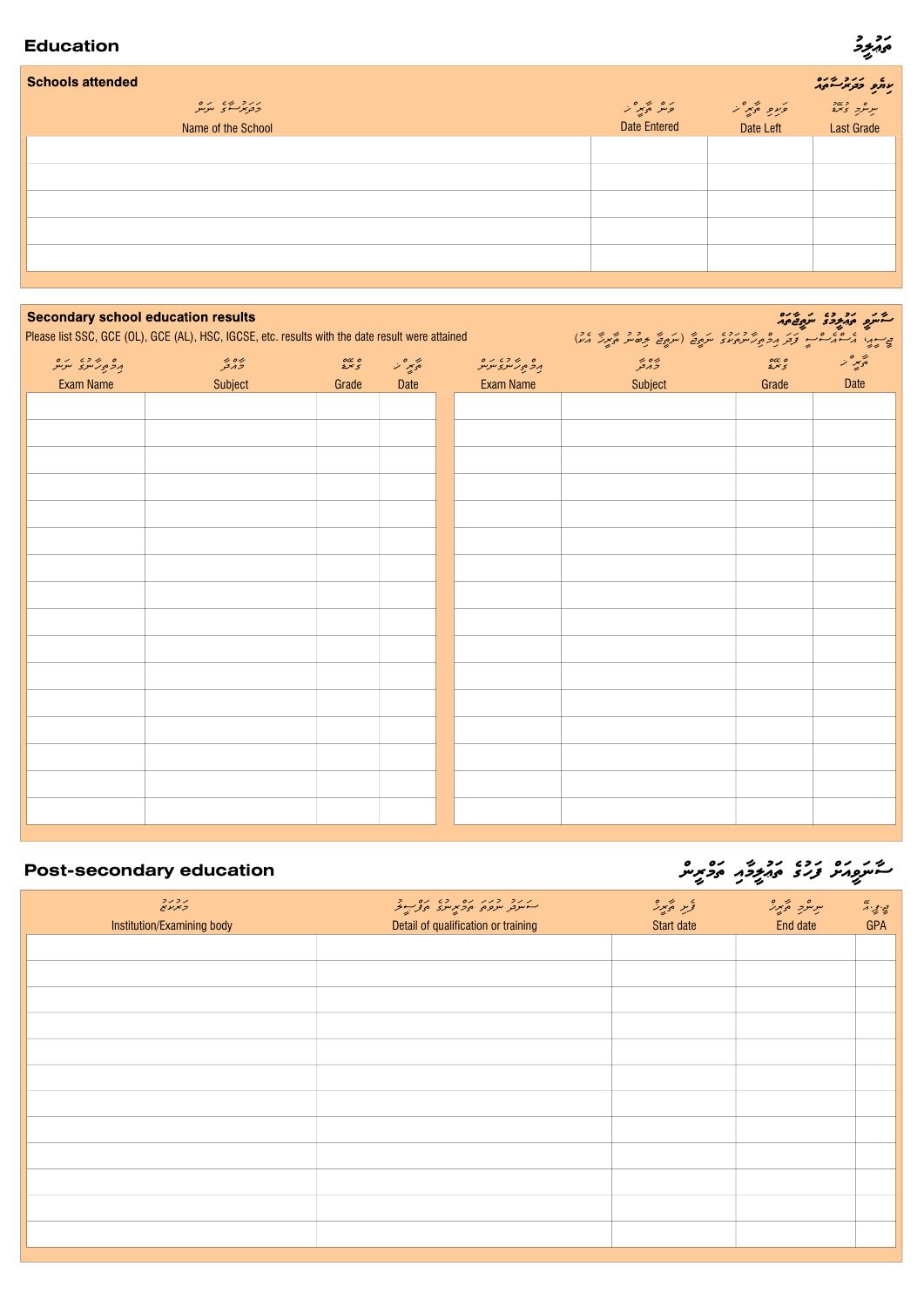# Education

ތަޢުލީމު

## Schools attended

ކިޔެވި މަދަރުސާތައް

| މަދަރުސާގެ ނަން<br>Name of the School | ވަން ތާރީޚު<br>Date Entered | ވަކިވި ތާރީޚު<br>Date Left | ނިންމި ގްރޭޑް<br>Last Grade |
|---|---|---|---|
| | | | |
| | | | |
| | | | |
| | | | |
| | | | |

## Secondary school education results

ސާނަވީ ތަޢުލީމުގެ ނަތީޖާތައް

Please list SSC, GCE (OL), GCE (AL), HSC, IGCSE, etc. results with the date result were attained

ޑިސީޕީ، އެސްއެސްސީ ފަދަ އިމްތިޙާނުތަކުގެ ނަތީޖާ (ނަތީޖާ ލިބުނު ތާރީޚާ އެކު)

| އިމްތިޙާނުގެ ނަން<br>Exam Name | މާއްދާ<br>Subject | ގްރޭޑް<br>Grade | ތާރީޚު<br>Date | އިމްތިޙާނުގެ ނަން<br>Exam Name | މާއްދާ<br>Subject | ގްރޭޑް<br>Grade | ތާރީޚު<br>Date |
|---|---|---|---|---|---|---|---|
| | | | | | | | |
| | | | | | | | |
| | | | | | | | |
| | | | | | | | |
| | | | | | | | |
| | | | | | | | |
| | | | | | | | |
| | | | | | | | |
| | | | | | | | |
| | | | | | | | |
| | | | | | | | |
| | | | | | | | |
| | | | | | | | |
| | | | | | | | |
| | | | | | | | |
| | | | | | | | |

# Post-secondary education

ސާނަވީއަށް ފަހުގެ ތަޢުލީމާއި ތަމްރީން

| މުއައްސަސާ<br>Institution/Examining body | ސަނަދު ނުވަތަ ތަމްރީނުގެ ތަފްސީލު<br>Detail of qualification or training | ފެށި ތާރީޚު<br>Start date | ނިންމި ތާރީޚު<br>End date | ޖީ.ޕީ.އޭ<br>GPA |
|---|---|---|---|---|
| | | | | |
| | | | | |
| | | | | |
| | | | | |
| | | | | |
| | | | | |
| | | | | |
| | | | | |
| | | | | |
| | | | | |
| | | | | |
| | | | | |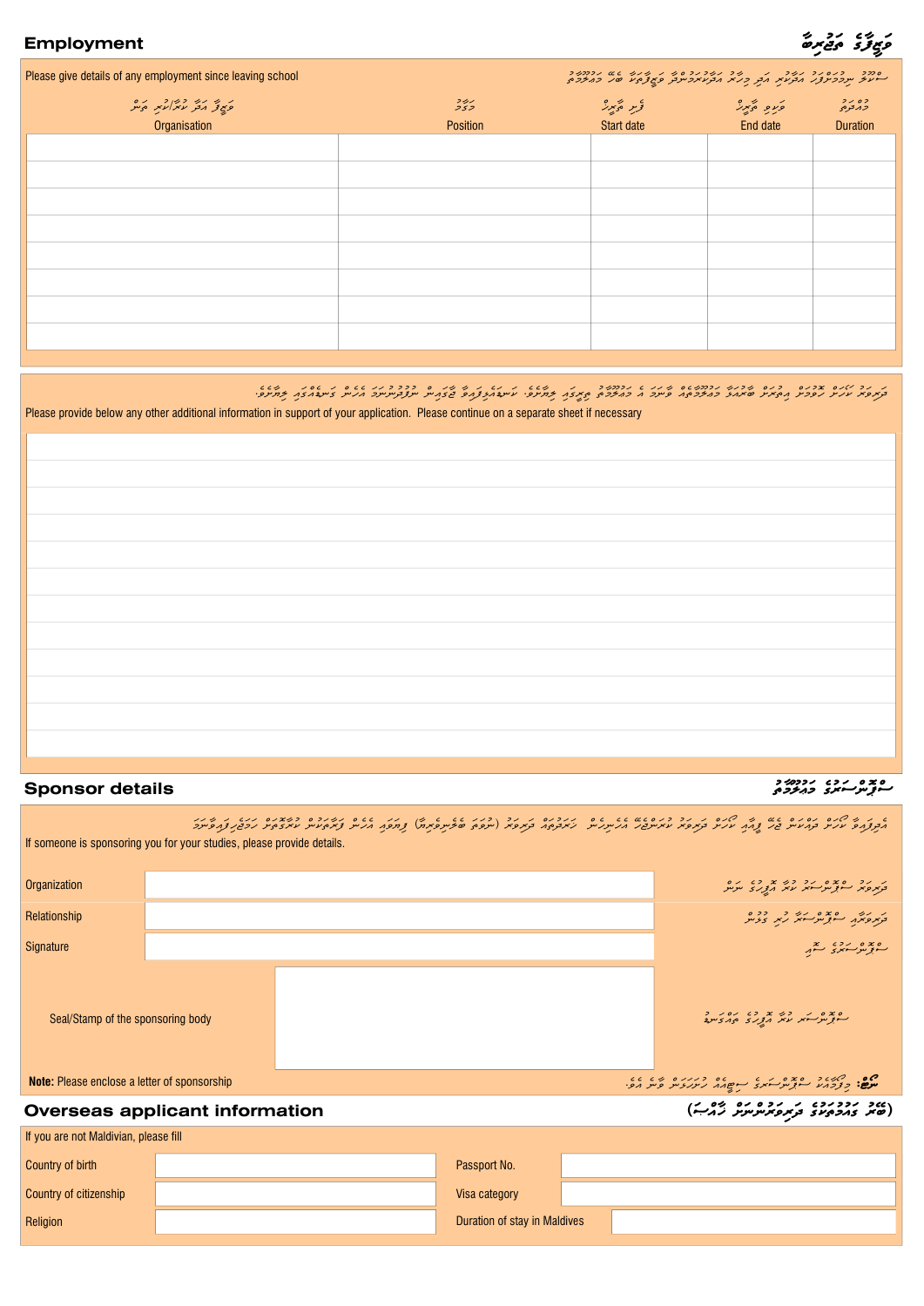## Employment

ވަޒީފާގެ ތަޖުރިބާ

Please give details of any employment since leaving school

| ވަޒީފާ އަދާ ކުރާކުރި ތަން<br>Organisation | މަގާމު<br>Position | ފެށި ތާރީހް<br>Start date | ނިމުނު ތާރީހް<br>End date | މުއްދަތު<br>Duration |
|---|---|---|---|---|
| | | | | |
| | | | | |
| | | | | |
| | | | | |
| | | | | |
| | | | | |
| | | | | |
| | | | | |

Please provide below any other additional information in support of your application. Please continue on a separate sheet if necessary

## Sponsor details

ސްޕޮންސަރގެ މަޢުލޫމާތު

If someone is sponsoring you for your studies, please provide details.

| | |
|---|---|
| Organization | |
| Relationship | |
| Signature | |
| Seal/Stamp of the sponsoring body | |

**Note:** Please enclose a letter of sponsorship

## Overseas applicant information

(ބޭރު ގައުމުތަކުގެ ދަރިވަރުންނަށް ހާއްސަ)

If you are not Maldivian, please fill

| | | | |
|---|---|---|---|
| Country of birth | | Passport No. | |
| Country of citizenship | | Visa category | |
| Religion | | Duration of stay in Maldives | |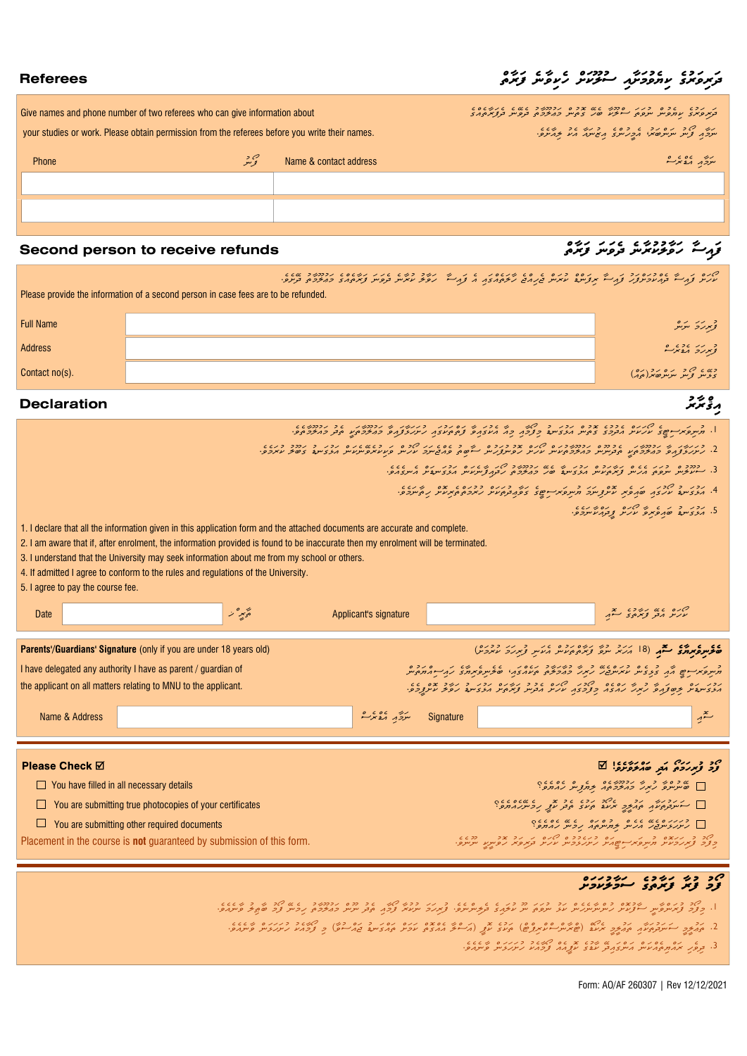## Referees

Give names and phone number of two referees who can give information about your studies or work. Please obtain permission from the referees before you write their names.

| Phone | Name & contact address |
|---|---|
| | |
| | |

## Second person to receive refunds

Please provide the information of a second person in case fees are to be refunded.

| | |
|---|---|
| Full Name | |
| Address | |
| Contact no(s). | |

## Declaration

1. I declare that all the information given in this application form and the attached documents are accurate and complete.
2. I am aware that if, after enrolment, the information provided is found to be inaccurate then my enrolment will be terminated.
3. I understand that the University may seek information about me from my school or others.
4. If admitted I agree to conform to the rules and regulations of the University.
5. I agree to pay the course fee.

| | | | |
|---|---|---|---|
| Date | | Applicant's signature | |

**Parents'/Guardians' Signature** (only if you are under 18 years old)

I have delegated any authority I have as parent / guardian of the applicant on all matters relating to MNU to the applicant.

| | | | |
|---|---|---|---|
| Name & Address | | Signature | |

**Please Check ☑**

- ☐ You have filled in all necessary details
- ☐ You are submitting true photocopies of your certificates
- ☐ You are submitting other required documents

Placement in the course is **not** guaranteed by submission of this form.

Form: AO/AF 260307 | Rev 12/12/2021